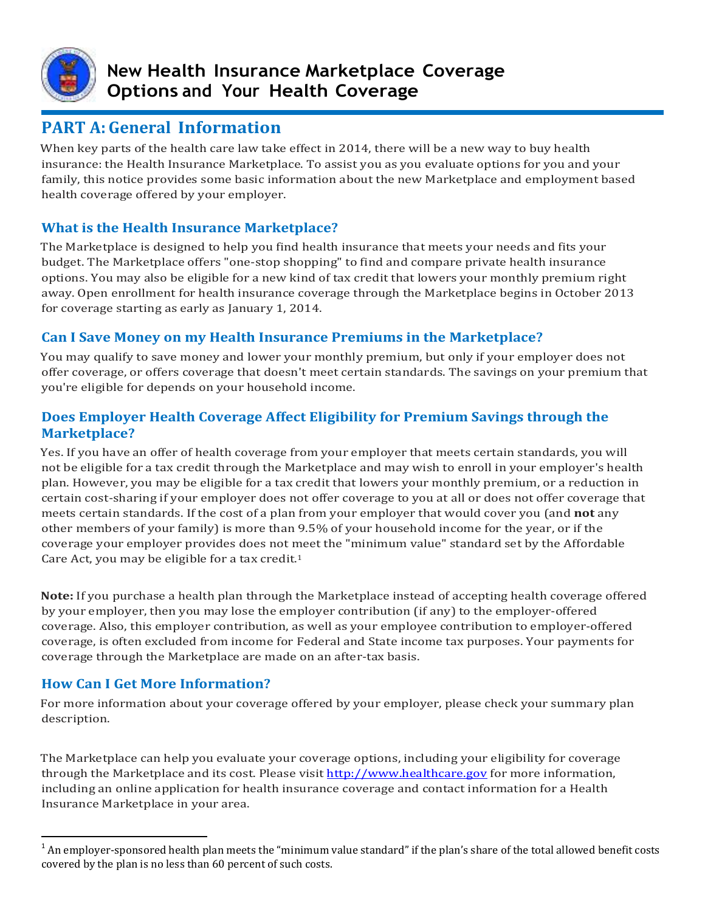# New Health Insurance Marketplace Coverage Options and Your Health Coverage

## PART A: General Information

When key parts of the health care law take effect in 2014, there will be a new way to buy health insurance: the Health Insurance Marketplace. To assist you as you evaluate options for you and your family, this notice provides some basic information about the new Marketplace and employment based health coverage offered by your employer.

### What is the Health Insurance Marketplace?

The Marketplace is designed to help you find health insurance that meets your needs and fits your budget. The Marketplace offers "one-stop shopping" to find and compare private health insurance options. You may also be eligible for a new kind of tax credit that lowers your monthly premium right away. Open enrollment for health insurance coverage through the Marketplace begins in October 2013 for coverage starting as early as January 1, 2014.

### Can I Save Money on my Health Insurance Premiums in the Marketplace?

You may qualify to save money and lower your monthly premium, but only if your employer does not offer coverage, or offers coverage that doesn't meet certain standards. The savings on your premium that you're eligible for depends on your household income.

### Does Employer Health Coverage Affect Eligibility for Premium Savings through the Marketplace?

Yes. If you have an offer of health coverage from your employer that meets certain standards, you will not be eligible for a tax credit through the Marketplace and may wish to enroll in your employer's health plan. However, you may be eligible for a tax credit that lowers your monthly premium, or a reduction in certain cost-sharing if your employer does not offer coverage to you at all or does not offer coverage that meets certain standards. If the cost of a plan from your employer that would cover you (and **not** any other members of your family) is more than 9.5% of your household income for the year, or if the coverage your employer provides does not meet the "minimum value" standard set by the Affordable Care Act, you may be eligible for a tax credit.[1]

**Note:** If you purchase a health plan through the Marketplace instead of accepting health coverage offered by your employer, then you may lose the employer contribution (if any) to the employer-offered coverage. Also, this employer contribution, as well as your employee contribution to employer-offered coverage, is often excluded from income for Federal and State income tax purposes. Your payments for coverage through the Marketplace are made on an after-tax basis.

### How Can I Get More Information?

For more information about your coverage offered by your employer, please check your summary plan description.

The Marketplace can help you evaluate your coverage options, including your eligibility for coverage through the Marketplace and its cost. Please visit http://www.healthcare.gov for more information, including an online application for health insurance coverage and contact information for a Health Insurance Marketplace in your area.

---

[1] An employer-sponsored health plan meets the "minimum value standard" if the plan's share of the total allowed benefit costs covered by the plan is no less than 60 percent of such costs.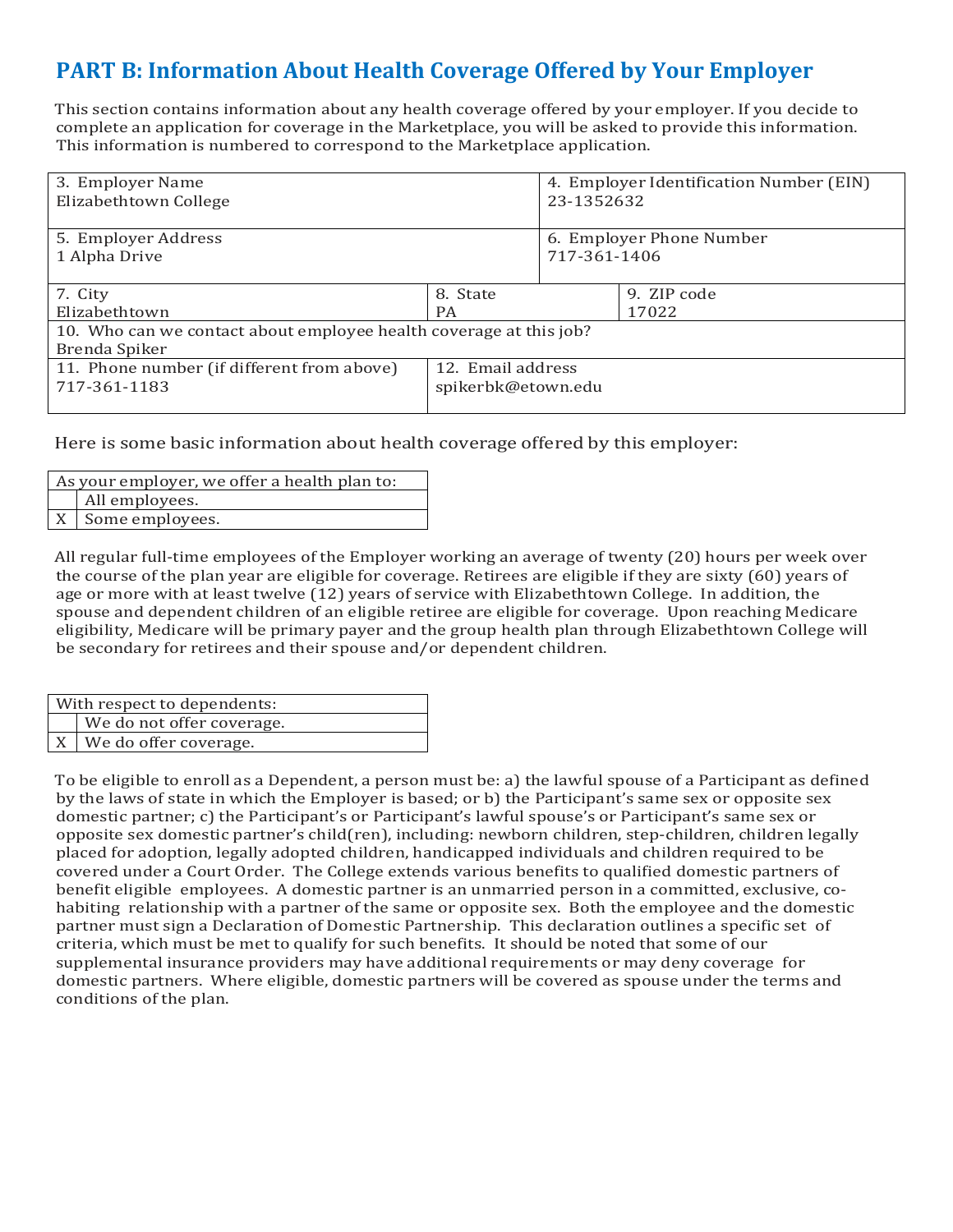## PART B: Information About Health Coverage Offered by Your Employer

This section contains information about any health coverage offered by your employer. If you decide to complete an application for coverage in the Marketplace, you will be asked to provide this information. This information is numbered to correspond to the Marketplace application.

| 3. Employer Name<br>Elizabethtown College | | 4. Employer Identification Number (EIN)<br>23-1352632 |
|---|---|---|
| 5. Employer Address<br>1 Alpha Drive | | 6. Employer Phone Number<br>717-361-1406 |
| 7. City<br>Elizabethtown | 8. State<br>PA | 9. ZIP code<br>17022 |
| 10. Who can we contact about employee health coverage at this job?<br>Brenda Spiker | | |
| 11. Phone number (if different from above)<br>717-361-1183 | 12. Email address<br>spikerbk@etown.edu | |

Here is some basic information about health coverage offered by this employer:

| As your employer, we offer a health plan to: | |
|---|---|
| | All employees. |
| X | Some employees. |

All regular full-time employees of the Employer working an average of twenty (20) hours per week over the course of the plan year are eligible for coverage. Retirees are eligible if they are sixty (60) years of age or more with at least twelve (12) years of service with Elizabethtown College. In addition, the spouse and dependent children of an eligible retiree are eligible for coverage. Upon reaching Medicare eligibility, Medicare will be primary payer and the group health plan through Elizabethtown College will be secondary for retirees and their spouse and/or dependent children.

| With respect to dependents: | |
|---|---|
| | We do not offer coverage. |
| X | We do offer coverage. |

To be eligible to enroll as a Dependent, a person must be: a) the lawful spouse of a Participant as defined by the laws of state in which the Employer is based; or b) the Participant's same sex or opposite sex domestic partner; c) the Participant's or Participant's lawful spouse's or Participant's same sex or opposite sex domestic partner's child(ren), including: newborn children, step-children, children legally placed for adoption, legally adopted children, handicapped individuals and children required to be covered under a Court Order. The College extends various benefits to qualified domestic partners of benefit eligible employees. A domestic partner is an unmarried person in a committed, exclusive, co-habiting relationship with a partner of the same or opposite sex. Both the employee and the domestic partner must sign a Declaration of Domestic Partnership. This declaration outlines a specific set of criteria, which must be met to qualify for such benefits. It should be noted that some of our supplemental insurance providers may have additional requirements or may deny coverage for domestic partners. Where eligible, domestic partners will be covered as spouse under the terms and conditions of the plan.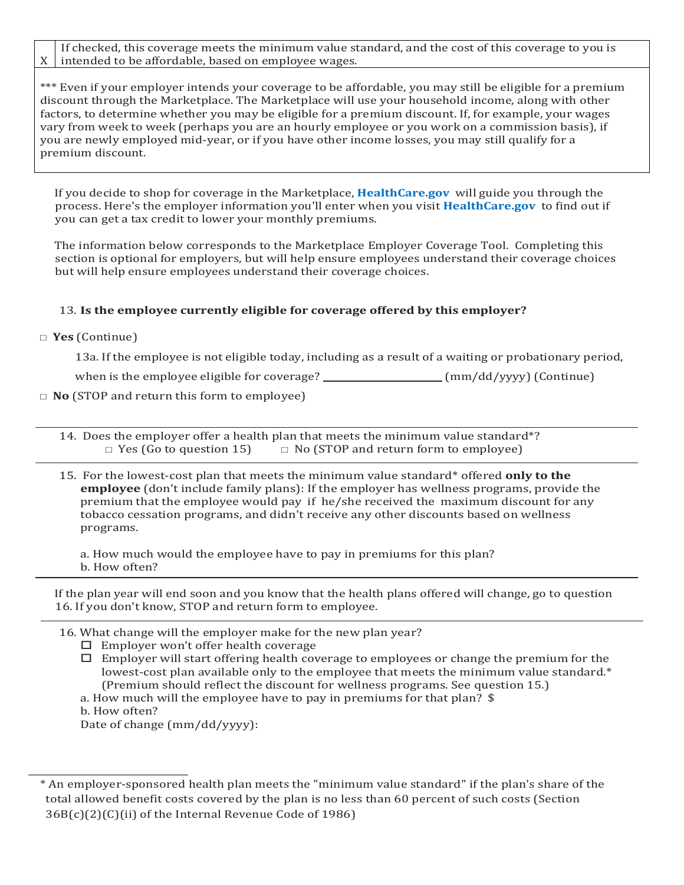| | |
|---|---|
| X | If checked, this coverage meets the minimum value standard, and the cost of this coverage to you is intended to be affordable, based on employee wages. |

*** Even if your employer intends your coverage to be affordable, you may still be eligible for a premium discount through the Marketplace. The Marketplace will use your household income, along with other factors, to determine whether you may be eligible for a premium discount. If, for example, your wages vary from week to week (perhaps you are an hourly employee or you work on a commission basis), if you are newly employed mid-year, or if you have other income losses, you may still qualify for a premium discount.

If you decide to shop for coverage in the Marketplace, **HealthCare.gov** will guide you through the process. Here's the employer information you'll enter when you visit **HealthCare.gov** to find out if you can get a tax credit to lower your monthly premiums.

The information below corresponds to the Marketplace Employer Coverage Tool. Completing this section is optional for employers, but will help ensure employees understand their coverage choices but will help ensure employees understand their coverage choices.

13. **Is the employee currently eligible for coverage offered by this employer?**

□ **Yes** (Continue)

13a. If the employee is not eligible today, including as a result of a waiting or probationary period, when is the employee eligible for coverage? ______________________ (mm/dd/yyyy) (Continue)

□ **No** (STOP and return this form to employee)

---

14. Does the employer offer a health plan that meets the minimum value standard*?
□ Yes (Go to question 15) □ No (STOP and return form to employee)

---

15. For the lowest-cost plan that meets the minimum value standard* offered **only to the employee** (don't include family plans): If the employer has wellness programs, provide the premium that the employee would pay if he/she received the maximum discount for any tobacco cessation programs, and didn't receive any other discounts based on wellness programs.

a. How much would the employee have to pay in premiums for this plan?
b. How often?

---

If the plan year will end soon and you know that the health plans offered will change, go to question 16. If you don't know, STOP and return form to employee.

---

16. What change will the employer make for the new plan year?
- ☐ Employer won't offer health coverage
- ☐ Employer will start offering health coverage to employees or change the premium for the lowest-cost plan available only to the employee that meets the minimum value standard.* (Premium should reflect the discount for wellness programs. See question 15.)

a. How much will the employee have to pay in premiums for that plan? $
b. How often?
Date of change (mm/dd/yyyy):

---

* An employer-sponsored health plan meets the "minimum value standard" if the plan's share of the total allowed benefit costs covered by the plan is no less than 60 percent of such costs (Section 36B(c)(2)(C)(ii) of the Internal Revenue Code of 1986)